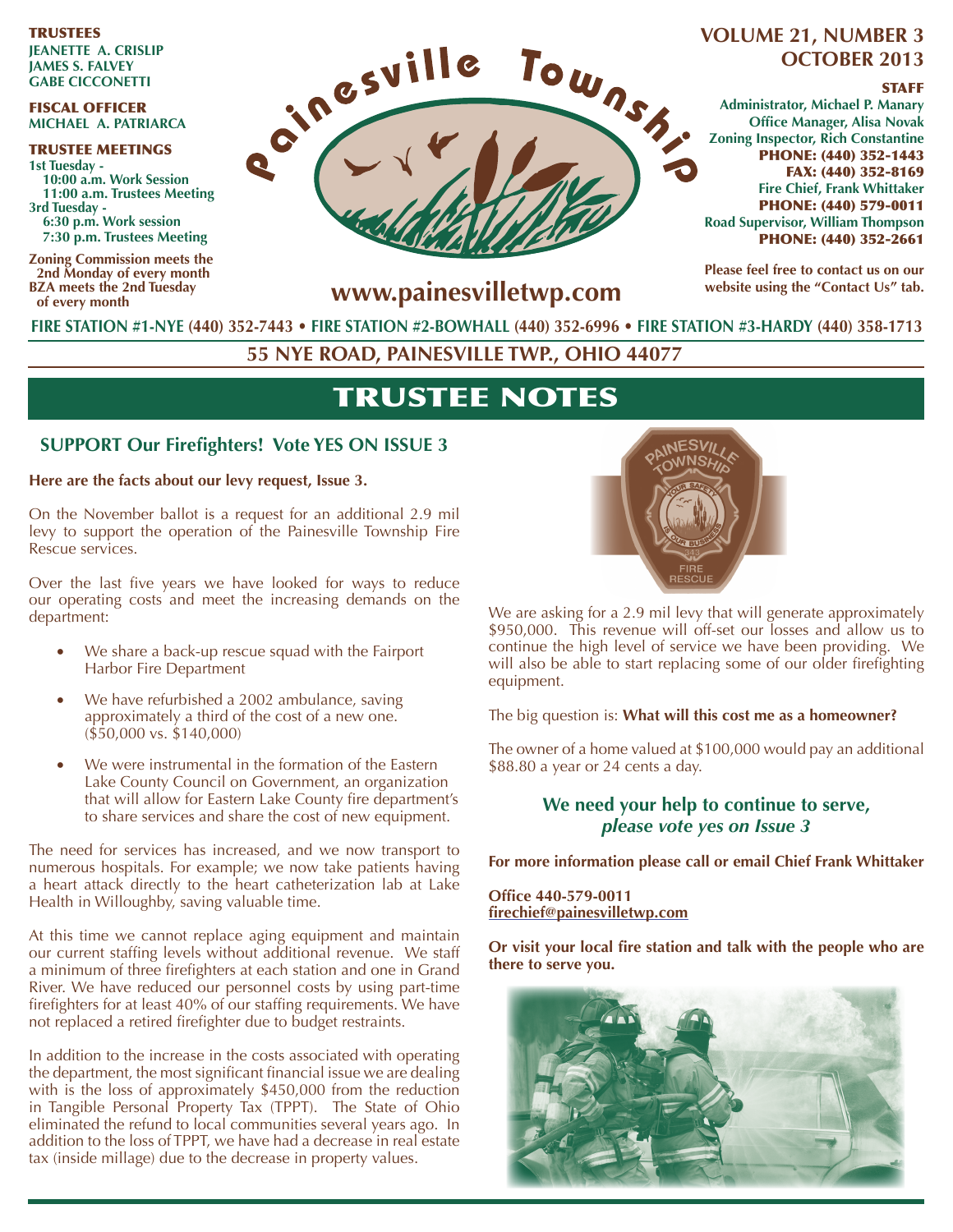**TRUSTEES**
**JEANETTE A. CRISLIP**
**JAMES S. FALVEY**
**GABE CICCONETTI**

**FISCAL OFFICER**
**MICHAEL A. PATRIARCA**

**TRUSTEE MEETINGS**
**1st Tuesday -**
**10:00 a.m. Work Session**
**11:00 a.m. Trustees Meeting**
**3rd Tuesday -**
**6:30 p.m. Work session**
**7:30 p.m. Trustees Meeting**

**Zoning Commission meets the 2nd Monday of every month**
**BZA meets the 2nd Tuesday of every month**

# Painesville Township

**www.painesvilletwp.com**

**VOLUME 21, NUMBER 3**
**OCTOBER 2013**

**STAFF**
**Administrator, Michael P. Manary**
**Office Manager, Alisa Novak**
**Zoning Inspector, Rich Constantine**
**PHONE: (440) 352-1443**
**FAX: (440) 352-8169**
**Fire Chief, Frank Whittaker**
**PHONE: (440) 579-0011**
**Road Supervisor, William Thompson**
**PHONE: (440) 352-2661**

**Please feel free to contact us on our website using the "Contact Us" tab.**

**FIRE STATION #1-NYE (440) 352-7443 • FIRE STATION #2-BOWHALL (440) 352-6996 • FIRE STATION #3-HARDY (440) 358-1713**

**55 NYE ROAD, PAINESVILLE TWP., OHIO 44077**

# TRUSTEE NOTES

## SUPPORT Our Firefighters! Vote YES ON ISSUE 3

**Here are the facts about our levy request, Issue 3.**

On the November ballot is a request for an additional 2.9 mil levy to support the operation of the Painesville Township Fire Rescue services.

Over the last five years we have looked for ways to reduce our operating costs and meet the increasing demands on the department:

- We share a back-up rescue squad with the Fairport Harbor Fire Department
- We have refurbished a 2002 ambulance, saving approximately a third of the cost of a new one. ($50,000 vs. $140,000)
- We were instrumental in the formation of the Eastern Lake County Council on Government, an organization that will allow for Eastern Lake County fire department's to share services and share the cost of new equipment.

The need for services has increased, and we now transport to numerous hospitals. For example; we now take patients having a heart attack directly to the heart catheterization lab at Lake Health in Willoughby, saving valuable time.

At this time we cannot replace aging equipment and maintain our current staffing levels without additional revenue. We staff a minimum of three firefighters at each station and one in Grand River. We have reduced our personnel costs by using part-time firefighters for at least 40% of our staffing requirements. We have not replaced a retired firefighter due to budget restraints.

In addition to the increase in the costs associated with operating the department, the most significant financial issue we are dealing with is the loss of approximately $450,000 from the reduction in Tangible Personal Property Tax (TPPT). The State of Ohio eliminated the refund to local communities several years ago. In addition to the loss of TPPT, we have had a decrease in real estate tax (inside millage) due to the decrease in property values.

We are asking for a 2.9 mil levy that will generate approximately $950,000. This revenue will off-set our losses and allow us to continue the high level of service we have been providing. We will also be able to start replacing some of our older firefighting equipment.

The big question is: **What will this cost me as a homeowner?**

The owner of a home valued at $100,000 would pay an additional $88.80 a year or 24 cents a day.

### We need your help to continue to serve, *please vote yes on Issue 3*

**For more information please call or email Chief Frank Whittaker**

**Office 440-579-0011**
**firechief@painesvilletwp.com**

**Or visit your local fire station and talk with the people who are there to serve you.**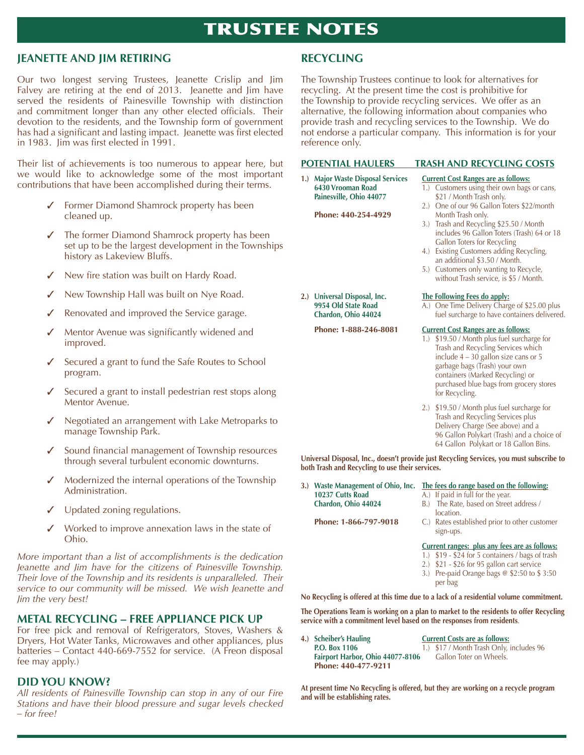# TRUSTEE NOTES

## JEANETTE AND JIM RETIRING

Our two longest serving Trustees, Jeanette Crislip and Jim Falvey are retiring at the end of 2013. Jeanette and Jim have served the residents of Painesville Township with distinction and commitment longer than any other elected officials. Their devotion to the residents, and the Township form of government has had a significant and lasting impact. Jeanette was first elected in 1983. Jim was first elected in 1991.

Their list of achievements is too numerous to appear here, but we would like to acknowledge some of the most important contributions that have been accomplished during their terms.

- ✓ Former Diamond Shamrock property has been cleaned up.
- ✓ The former Diamond Shamrock property has been set up to be the largest development in the Townships history as Lakeview Bluffs.
- ✓ New fire station was built on Hardy Road.
- ✓ New Township Hall was built on Nye Road.
- ✓ Renovated and improved the Service garage.
- ✓ Mentor Avenue was significantly widened and improved.
- ✓ Secured a grant to fund the Safe Routes to School program.
- ✓ Secured a grant to install pedestrian rest stops along Mentor Avenue.
- ✓ Negotiated an arrangement with Lake Metroparks to manage Township Park.
- ✓ Sound financial management of Township resources through several turbulent economic downturns.
- ✓ Modernized the internal operations of the Township Administration.
- ✓ Updated zoning regulations.
- ✓ Worked to improve annexation laws in the state of Ohio.

*More important than a list of accomplishments is the dedication Jeanette and Jim have for the citizens of Painesville Township. Their love of the Township and its residents is unparalleled. Their service to our community will be missed. We wish Jeanette and Jim the very best!*

## METAL RECYCLING – FREE APPLIANCE PICK UP

For free pick and removal of Refrigerators, Stoves, Washers & Dryers, Hot Water Tanks, Microwaves and other appliances, plus batteries – Contact 440-669-7552 for service. (A Freon disposal fee may apply.)

## DID YOU KNOW?

*All residents of Painesville Township can stop in any of our Fire Stations and have their blood pressure and sugar levels checked – for free!*

## RECYCLING

The Township Trustees continue to look for alternatives for recycling. At the present time the cost is prohibitive for the Township to provide recycling services. We offer as an alternative, the following information about companies who provide trash and recycling services to the Township. We do not endorse a particular company. This information is for your reference only.

| POTENTIAL HAULERS | TRASH AND RECYCLING COSTS |
|---|---|
| **1.) Major Waste Disposal Services**<br>**6430 Vrooman Road**<br>**Painesville, Ohio 44077**<br><br>**Phone: 440-254-4929** | **Current Cost Ranges are as follows:**<br>1.) Customers using their own bags or cans, $21 / Month Trash only.<br>2.) One of our 96 Gallon Toters $22/month Month Trash only.<br>3.) Trash and Recycling $25.50 / Month includes 96 Gallon Toters (Trash) 64 or 18 Gallon Toters for Recycling<br>4.) Existing Customers adding Recycling, an additional $3.50 / Month.<br>5.) Customers only wanting to Recycle, without Trash service, is $5 / Month. |
| **2.) Universal Disposal, Inc.**<br>**9954 Old State Road**<br>**Chardon, Ohio 44024**<br><br>**Phone: 1-888-246-8081** | **The Following Fees do apply:**<br>A.) One Time Delivery Charge of $25.00 plus fuel surcharge to have containers delivered.<br><br>**Current Cost Ranges are as follows:**<br>1.) $19.50 / Month plus fuel surcharge for Trash and Recycling Services which include 4 – 30 gallon size cans or 5 garbage bags (Trash) your own containers (Marked Recycling) or purchased blue bags from grocery stores for Recycling.<br>2.) $19.50 / Month plus fuel surcharge for Trash and Recycling Services plus Delivery Charge (See above) and a 96 Gallon Polykart (Trash) and a choice of 64 Gallon Polykart or 18 Gallon Bins. |

**Universal Disposal, Inc., doesn't provide just Recycling Services, you must subscribe to both Trash and Recycling to use their services.**

| | |
|---|---|
| **3.) Waste Management of Ohio, Inc.**<br>**10237 Cutts Road**<br>**Chardon, Ohio 44024**<br><br>**Phone: 1-866-797-9018** | **The fees do range based on the following:**<br>A.) If paid in full for the year.<br>B.) The Rate, based on Street address / location.<br>C.) Rates established prior to other customer sign-ups.<br><br>**Current ranges: plus any fees are as follows:**<br>1.) $19 - $24 for 5 containers / bags of trash<br>2.) $21 - $26 for 95 gallon cart service<br>3.) Pre-paid Orange bags @ $2:50 to $ 3:50 per bag |

**No Recycling is offered at this time due to a lack of a residential volume commitment.**

**The Operations Team is working on a plan to market to the residents to offer Recycling service with a commitment level based on the responses from residents**.

| | |
|---|---|
| **4.) Scheiber's Hauling**<br>**P.O. Box 1106**<br>**Fairport Harbor, Ohio 44077-8106**<br>**Phone: 440-477-9211** | **Current Costs are as follows:**<br>1.) $17 / Month Trash Only, includes 96 Gallon Toter on Wheels. |

**At present time No Recycling is offered, but they are working on a recycle program and will be establishing rates.**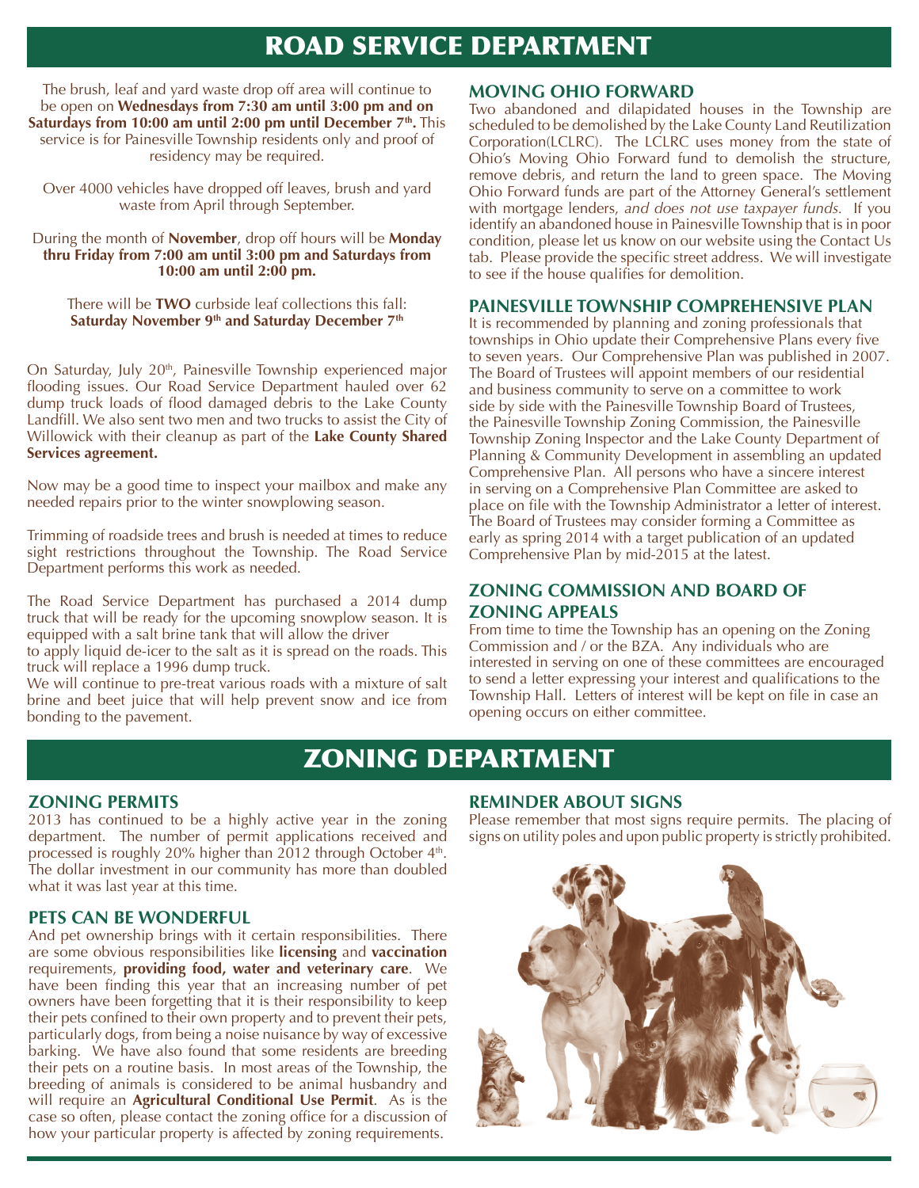# ROAD SERVICE DEPARTMENT

The brush, leaf and yard waste drop off area will continue to be open on **Wednesdays from 7:30 am until 3:00 pm and on Saturdays from 10:00 am until 2:00 pm until December 7th.** This service is for Painesville Township residents only and proof of residency may be required.

Over 4000 vehicles have dropped off leaves, brush and yard waste from April through September.

During the month of **November**, drop off hours will be **Monday thru Friday from 7:00 am until 3:00 pm and Saturdays from 10:00 am until 2:00 pm.**

There will be **TWO** curbside leaf collections this fall: **Saturday November 9th and Saturday December 7th**

On Saturday, July 20th, Painesville Township experienced major flooding issues. Our Road Service Department hauled over 62 dump truck loads of flood damaged debris to the Lake County Landfill. We also sent two men and two trucks to assist the City of Willowick with their cleanup as part of the **Lake County Shared Services agreement.**

Now may be a good time to inspect your mailbox and make any needed repairs prior to the winter snowplowing season.

Trimming of roadside trees and brush is needed at times to reduce sight restrictions throughout the Township. The Road Service Department performs this work as needed.

The Road Service Department has purchased a 2014 dump truck that will be ready for the upcoming snowplow season. It is equipped with a salt brine tank that will allow the driver to apply liquid de-icer to the salt as it is spread on the roads. This truck will replace a 1996 dump truck.

We will continue to pre-treat various roads with a mixture of salt brine and beet juice that will help prevent snow and ice from bonding to the pavement.

## MOVING OHIO FORWARD

Two abandoned and dilapidated houses in the Township are scheduled to be demolished by the Lake County Land Reutilization Corporation(LCLRC). The LCLRC uses money from the state of Ohio's Moving Ohio Forward fund to demolish the structure, remove debris, and return the land to green space. The Moving Ohio Forward funds are part of the Attorney General's settlement with mortgage lenders, *and does not use taxpayer funds.* If you identify an abandoned house in Painesville Township that is in poor condition, please let us know on our website using the Contact Us tab. Please provide the specific street address. We will investigate to see if the house qualifies for demolition.

## PAINESVILLE TOWNSHIP COMPREHENSIVE PLAN

It is recommended by planning and zoning professionals that townships in Ohio update their Comprehensive Plans every five to seven years. Our Comprehensive Plan was published in 2007. The Board of Trustees will appoint members of our residential and business community to serve on a committee to work side by side with the Painesville Township Board of Trustees, the Painesville Township Zoning Commission, the Painesville Township Zoning Inspector and the Lake County Department of Planning & Community Development in assembling an updated Comprehensive Plan. All persons who have a sincere interest in serving on a Comprehensive Plan Committee are asked to place on file with the Township Administrator a letter of interest. The Board of Trustees may consider forming a Committee as early as spring 2014 with a target publication of an updated Comprehensive Plan by mid-2015 at the latest.

## ZONING COMMISSION AND BOARD OF ZONING APPEALS

From time to time the Township has an opening on the Zoning Commission and / or the BZA. Any individuals who are interested in serving on one of these committees are encouraged to send a letter expressing your interest and qualifications to the Township Hall. Letters of interest will be kept on file in case an opening occurs on either committee.

# ZONING DEPARTMENT

## ZONING PERMITS

2013 has continued to be a highly active year in the zoning department. The number of permit applications received and processed is roughly 20% higher than 2012 through October 4th. The dollar investment in our community has more than doubled what it was last year at this time.

## PETS CAN BE WONDERFUL

And pet ownership brings with it certain responsibilities. There are some obvious responsibilities like **licensing** and **vaccination** requirements, **providing food, water and veterinary care**. We have been finding this year that an increasing number of pet owners have been forgetting that it is their responsibility to keep their pets confined to their own property and to prevent their pets, particularly dogs, from being a noise nuisance by way of excessive barking. We have also found that some residents are breeding their pets on a routine basis. In most areas of the Township, the breeding of animals is considered to be animal husbandry and will require an **Agricultural Conditional Use Permit**. As is the case so often, please contact the zoning office for a discussion of how your particular property is affected by zoning requirements.

## REMINDER ABOUT SIGNS

Please remember that most signs require permits. The placing of signs on utility poles and upon public property is strictly prohibited.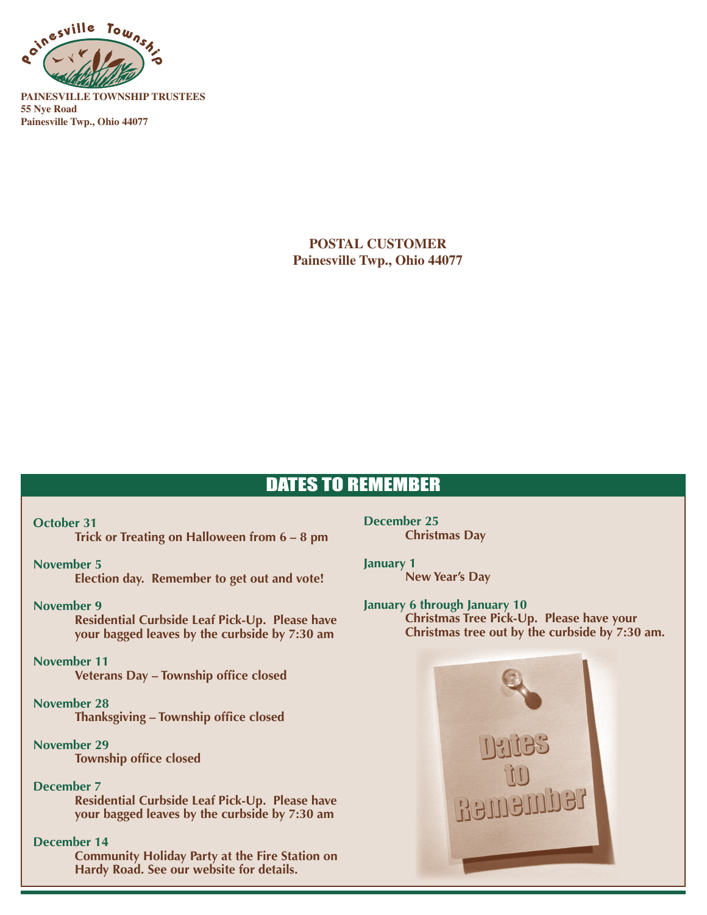PAINESVILLE TOWNSHIP TRUSTEES
55 Nye Road
Painesville Twp., Ohio 44077

POSTAL CUSTOMER
Painesville Twp., Ohio 44077

## DATES TO REMEMBER

**October 31**
Trick or Treating on Halloween from 6 – 8 pm

**November 5**
Election day. Remember to get out and vote!

**November 9**
Residential Curbside Leaf Pick-Up. Please have your bagged leaves by the curbside by 7:30 am

**November 11**
Veterans Day – Township office closed

**November 28**
Thanksgiving – Township office closed

**November 29**
Township office closed

**December 7**
Residential Curbside Leaf Pick-Up. Please have your bagged leaves by the curbside by 7:30 am

**December 14**
Community Holiday Party at the Fire Station on Hardy Road. See our website for details.

**December 25**
Christmas Day

**January 1**
New Year's Day

**January 6 through January 10**
Christmas Tree Pick-Up. Please have your Christmas tree out by the curbside by 7:30 am.